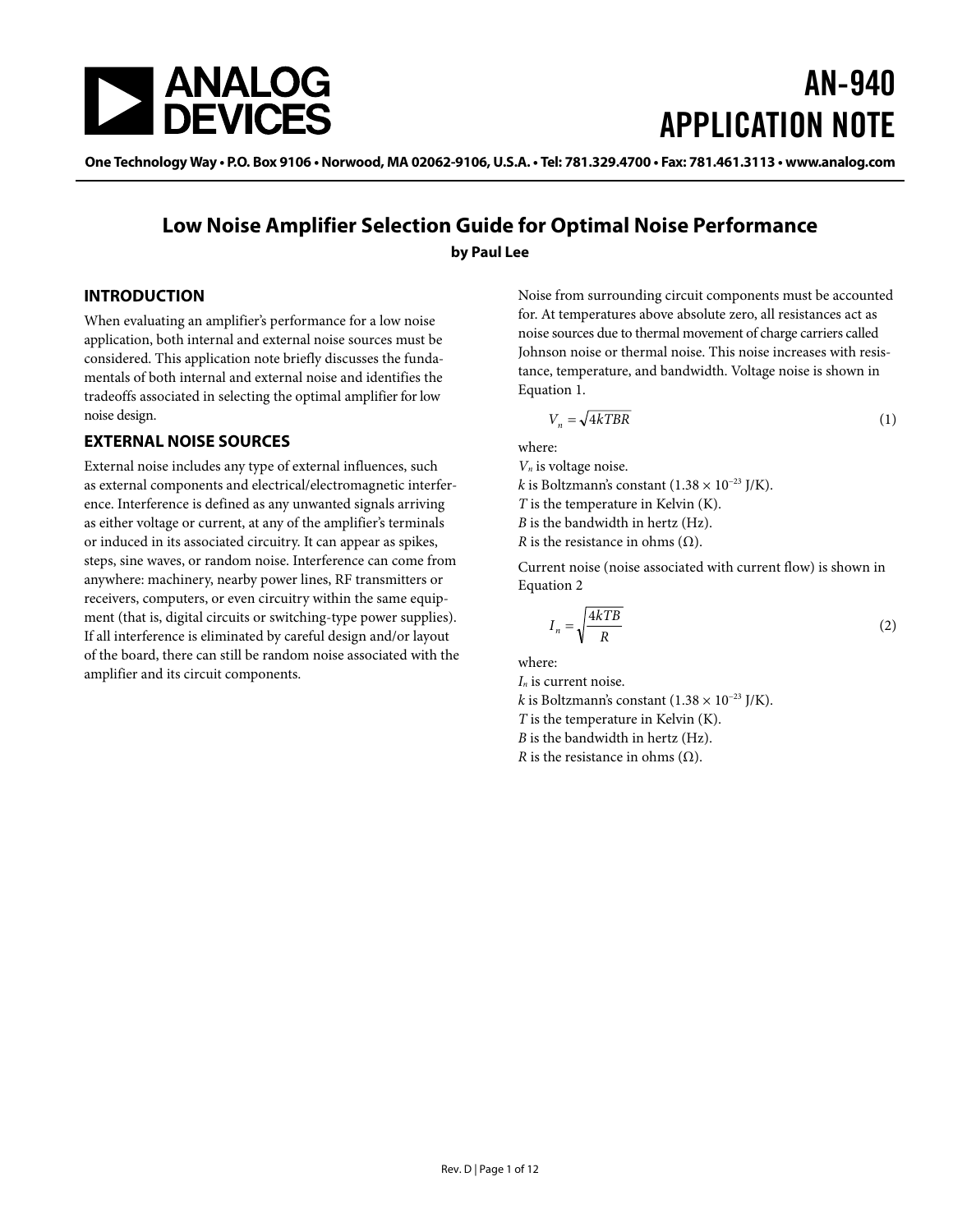# AN-940 APPLICATION NOTE

One Technology Way • P.O. Box 9106 • Norwood, MA 02062-9106, U.S.A. • Tel: 781.329.4700 • Fax: 781.461.3113 • www.analog.com

## Low Noise Amplifier Selection Guide for Optimal Noise Performance

**by Paul Lee**

### INTRODUCTION

When evaluating an amplifier's performance for a low noise application, both internal and external noise sources must be considered. This application note briefly discusses the fundamentals of both internal and external noise and identifies the tradeoffs associated in selecting the optimal amplifier for low noise design.

### EXTERNAL NOISE SOURCES

External noise includes any type of external influences, such as external components and electrical/electromagnetic interference. Interference is defined as any unwanted signals arriving as either voltage or current, at any of the amplifier's terminals or induced in its associated circuitry. It can appear as spikes, steps, sine waves, or random noise. Interference can come from anywhere: machinery, nearby power lines, RF transmitters or receivers, computers, or even circuitry within the same equipment (that is, digital circuits or switching-type power supplies). If all interference is eliminated by careful design and/or layout of the board, there can still be random noise associated with the amplifier and its circuit components.

Noise from surrounding circuit components must be accounted for. At temperatures above absolute zero, all resistances act as noise sources due to thermal movement of charge carriers called Johnson noise or thermal noise. This noise increases with resistance, temperature, and bandwidth. Voltage noise is shown in Equation 1.

$$V_n = \sqrt{4kTBR} \tag{1}$$

where:
$V_n$ is voltage noise.
$k$ is Boltzmann's constant ($1.38 \times 10^{-23}$ J/K).
$T$ is the temperature in Kelvin (K).
$B$ is the bandwidth in hertz (Hz).
$R$ is the resistance in ohms (Ω).

Current noise (noise associated with current flow) is shown in Equation 2

$$I_n = \sqrt{\frac{4kTB}{R}} \tag{2}$$

where:
$I_n$ is current noise.
$k$ is Boltzmann's constant ($1.38 \times 10^{-23}$ J/K).
$T$ is the temperature in Kelvin (K).
$B$ is the bandwidth in hertz (Hz).
$R$ is the resistance in ohms (Ω).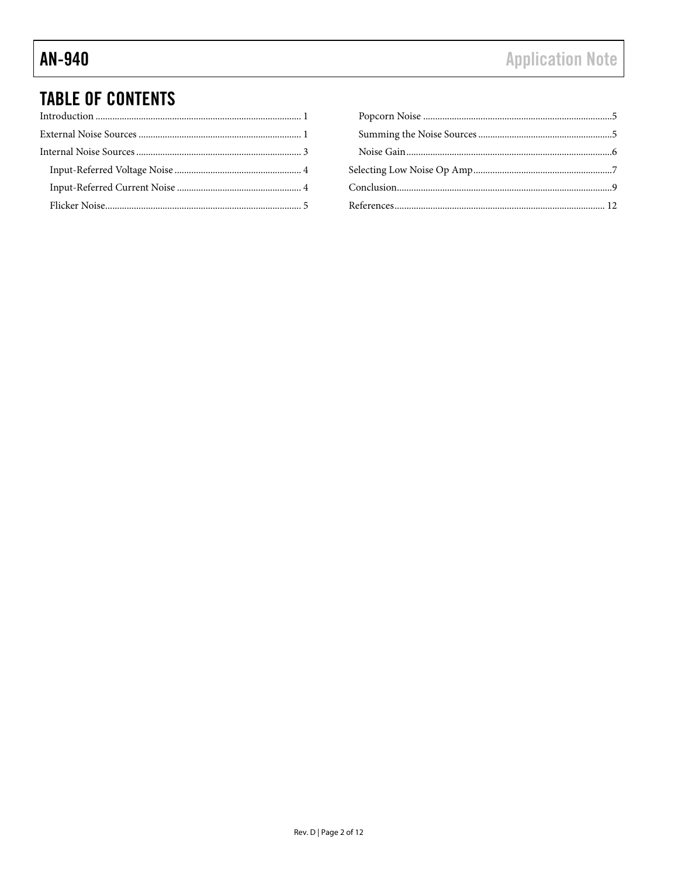## TABLE OF CONTENTS

Introduction .......... 1

External Noise Sources .......... 1

Internal Noise Sources .......... 3

- Input-Referred Voltage Noise .......... 4
- Input-Referred Current Noise .......... 4
- Flicker Noise .......... 5
- Popcorn Noise .......... 5
- Summing the Noise Sources .......... 5
- Noise Gain .......... 6

Selecting Low Noise Op Amp .......... 7

Conclusion .......... 9

References .......... 12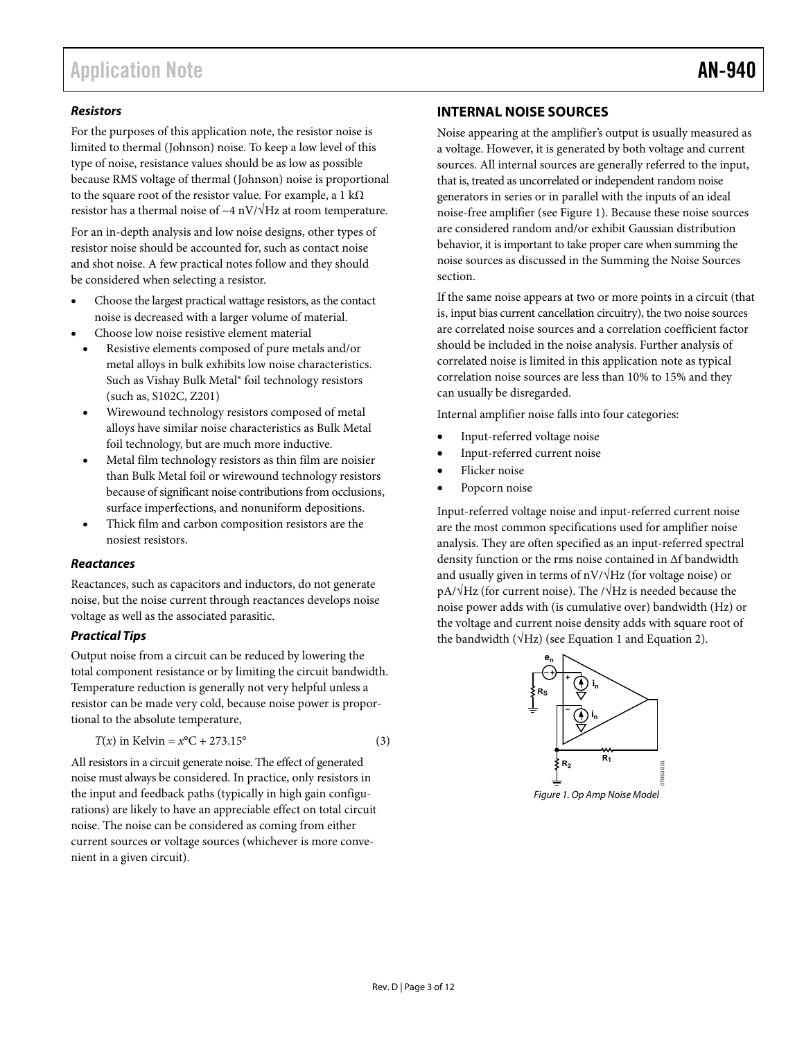### Resistors

For the purposes of this application note, the resistor noise is limited to thermal (Johnson) noise. To keep a low level of this type of noise, resistance values should be as low as possible because RMS voltage of thermal (Johnson) noise is proportional to the square root of the resistor value. For example, a 1 kΩ resistor has a thermal noise of ~4 nV/√Hz at room temperature.

For an in-depth analysis and low noise designs, other types of resistor noise should be accounted for, such as contact noise and shot noise. A few practical notes follow and they should be considered when selecting a resistor.

- Choose the largest practical wattage resistors, as the contact noise is decreased with a larger volume of material.
- Choose low noise resistive element material
  - Resistive elements composed of pure metals and/or metal alloys in bulk exhibits low noise characteristics. Such as Vishay Bulk Metal® foil technology resistors (such as, S102C, Z201)
  - Wirewound technology resistors composed of metal alloys have similar noise characteristics as Bulk Metal foil technology, but are much more inductive.
  - Metal film technology resistors as thin film are noisier than Bulk Metal foil or wirewound technology resistors because of significant noise contributions from occlusions, surface imperfections, and nonuniform depositions.
  - Thick film and carbon composition resistors are the noisiest resistors.

### Reactances

Reactances, such as capacitors and inductors, do not generate noise, but the noise current through reactances develops noise voltage as well as the associated parasitic.

### Practical Tips

Output noise from a circuit can be reduced by lowering the total component resistance or by limiting the circuit bandwidth. Temperature reduction is generally not very helpful unless a resistor can be made very cold, because noise power is proportional to the absolute temperature,

$$T(x) \text{ in Kelvin} = x°\text{C} + 273.15° \tag{3}$$

All resistors in a circuit generate noise. The effect of generated noise must always be considered. In practice, only resistors in the input and feedback paths (typically in high gain configurations) are likely to have an appreciable effect on total circuit noise. The noise can be considered as coming from either current sources or voltage sources (whichever is more convenient in a given circuit).

## INTERNAL NOISE SOURCES

Noise appearing at the amplifier's output is usually measured as a voltage. However, it is generated by both voltage and current sources. All internal sources are generally referred to the input, that is, treated as uncorrelated or independent random noise generators in series or in parallel with the inputs of an ideal noise-free amplifier (see Figure 1). Because these noise sources are considered random and/or exhibit Gaussian distribution behavior, it is important to take proper care when summing the noise sources as discussed in the Summing the Noise Sources section.

If the same noise appears at two or more points in a circuit (that is, input bias current cancellation circuitry), the two noise sources are correlated noise sources and a correlation coefficient factor should be included in the noise analysis. Further analysis of correlated noise is limited in this application note as typical correlation noise sources are less than 10% to 15% and they can usually be disregarded.

Internal amplifier noise falls into four categories:

- Input-referred voltage noise
- Input-referred current noise
- Flicker noise
- Popcorn noise

Input-referred voltage noise and input-referred current noise are the most common specifications used for amplifier noise analysis. They are often specified as an input-referred spectral density function or the rms noise contained in Δf bandwidth and usually given in terms of nV/√Hz (for voltage noise) or pA/√Hz (for current noise). The /√Hz is needed because the noise power adds with (is cumulative over) bandwidth (Hz) or the voltage and current noise density adds with square root of the bandwidth (√Hz) (see Equation 1 and Equation 2).

Figure 1. Op Amp Noise Model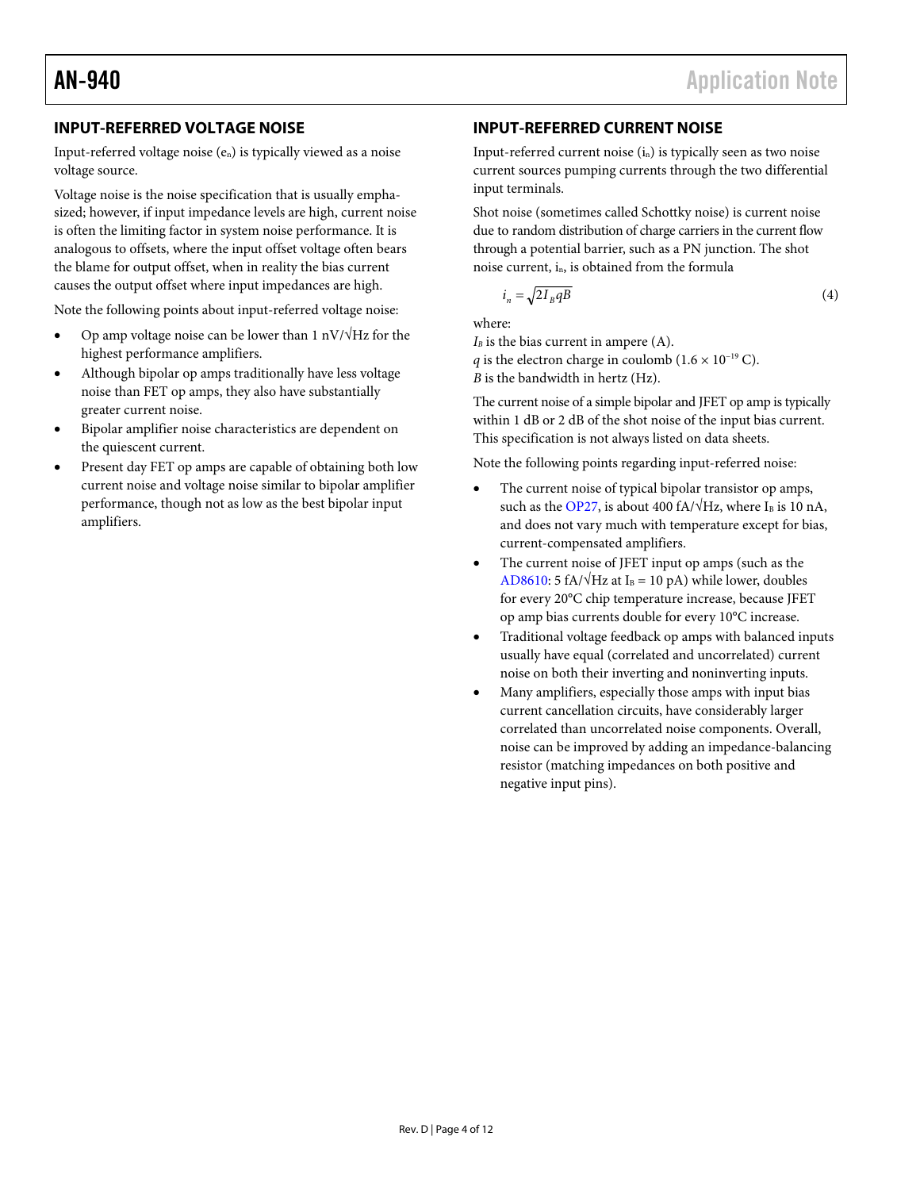## INPUT-REFERRED VOLTAGE NOISE

Input-referred voltage noise ($e_n$) is typically viewed as a noise voltage source.

Voltage noise is the noise specification that is usually emphasized; however, if input impedance levels are high, current noise is often the limiting factor in system noise performance. It is analogous to offsets, where the input offset voltage often bears the blame for output offset, when in reality the bias current causes the output offset where input impedances are high.

Note the following points about input-referred voltage noise:

- Op amp voltage noise can be lower than 1 nV/√Hz for the highest performance amplifiers.
- Although bipolar op amps traditionally have less voltage noise than FET op amps, they also have substantially greater current noise.
- Bipolar amplifier noise characteristics are dependent on the quiescent current.
- Present day FET op amps are capable of obtaining both low current noise and voltage noise similar to bipolar amplifier performance, though not as low as the best bipolar input amplifiers.

## INPUT-REFERRED CURRENT NOISE

Input-referred current noise ($i_n$) is typically seen as two noise current sources pumping currents through the two differential input terminals.

Shot noise (sometimes called Schottky noise) is current noise due to random distribution of charge carriers in the current flow through a potential barrier, such as a PN junction. The shot noise current, $i_n$, is obtained from the formula

$$i_n = \sqrt{2I_B qB} \tag{4}$$

where:
$I_B$ is the bias current in ampere (A).
$q$ is the electron charge in coulomb ($1.6 \times 10^{-19}$ C).
$B$ is the bandwidth in hertz (Hz).

The current noise of a simple bipolar and JFET op amp is typically within 1 dB or 2 dB of the shot noise of the input bias current. This specification is not always listed on data sheets.

Note the following points regarding input-referred noise:

- The current noise of typical bipolar transistor op amps, such as the OP27, is about 400 fA/√Hz, where $I_B$ is 10 nA, and does not vary much with temperature except for bias, current-compensated amplifiers.
- The current noise of JFET input op amps (such as the AD8610: 5 fA/√Hz at $I_B$ = 10 pA) while lower, doubles for every 20°C chip temperature increase, because JFET op amp bias currents double for every 10°C increase.
- Traditional voltage feedback op amps with balanced inputs usually have equal (correlated and uncorrelated) current noise on both their inverting and noninverting inputs.
- Many amplifiers, especially those amps with input bias current cancellation circuits, have considerably larger correlated than uncorrelated noise components. Overall, noise can be improved by adding an impedance-balancing resistor (matching impedances on both positive and negative input pins).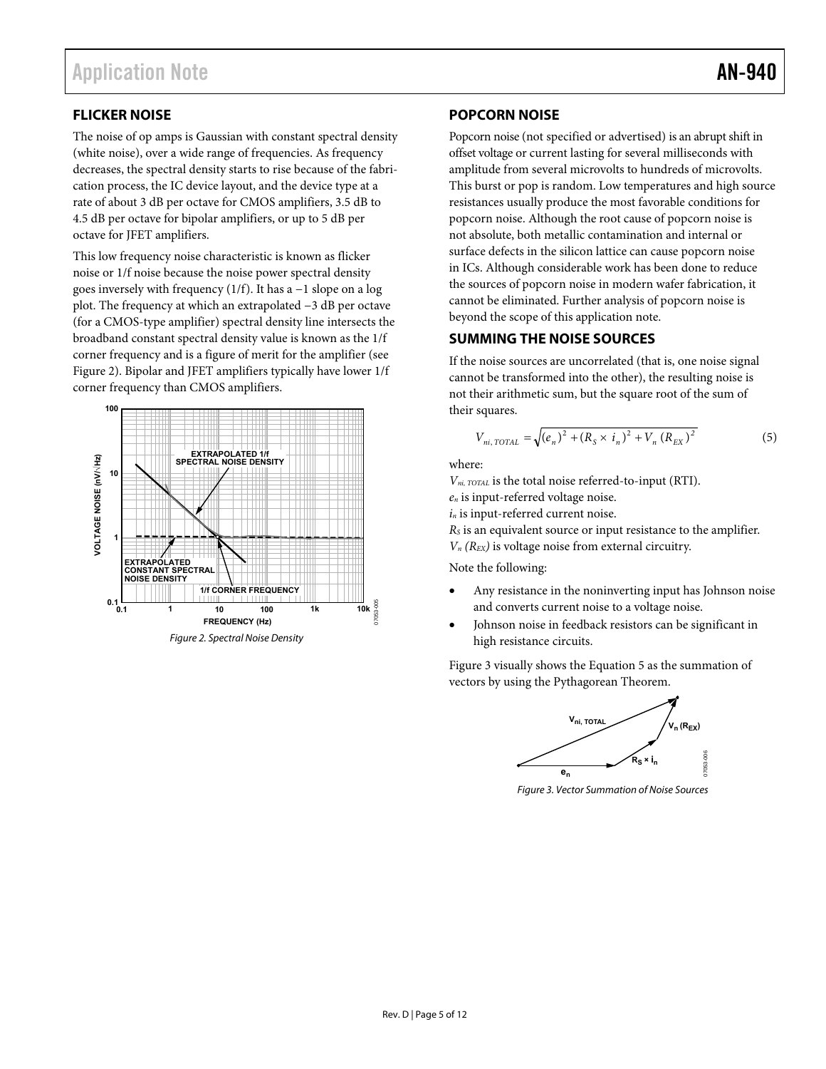## FLICKER NOISE

The noise of op amps is Gaussian with constant spectral density (white noise), over a wide range of frequencies. As frequency decreases, the spectral density starts to rise because of the fabrication process, the IC device layout, and the device type at a rate of about 3 dB per octave for CMOS amplifiers, 3.5 dB to 4.5 dB per octave for bipolar amplifiers, or up to 5 dB per octave for JFET amplifiers.

This low frequency noise characteristic is known as flicker noise or 1/f noise because the noise power spectral density goes inversely with frequency (1/f). It has a −1 slope on a log plot. The frequency at which an extrapolated −3 dB per octave (for a CMOS-type amplifier) spectral density line intersects the broadband constant spectral density value is known as the 1/f corner frequency and is a figure of merit for the amplifier (see Figure 2). Bipolar and JFET amplifiers typically have lower 1/f corner frequency than CMOS amplifiers.

*Figure 2. Spectral Noise Density*

## POPCORN NOISE

Popcorn noise (not specified or advertised) is an abrupt shift in offset voltage or current lasting for several milliseconds with amplitude from several microvolts to hundreds of microvolts. This burst or pop is random. Low temperatures and high source resistances usually produce the most favorable conditions for popcorn noise. Although the root cause of popcorn noise is not absolute, both metallic contamination and internal or surface defects in the silicon lattice can cause popcorn noise in ICs. Although considerable work has been done to reduce the sources of popcorn noise in modern wafer fabrication, it cannot be eliminated. Further analysis of popcorn noise is beyond the scope of this application note.

## SUMMING THE NOISE SOURCES

If the noise sources are uncorrelated (that is, one noise signal cannot be transformed into the other), the resulting noise is not their arithmetic sum, but the square root of the sum of their squares.

$$V_{ni,\,TOTAL} = \sqrt{(e_n)^2 + (R_S \times i_n)^2 + V_n\,(R_{EX})^2} \tag{5}$$

where:

$V_{ni,\,TOTAL}$ is the total noise referred-to-input (RTI).
$e_n$ is input-referred voltage noise.
$i_n$ is input-referred current noise.
$R_S$ is an equivalent source or input resistance to the amplifier.
$V_n\,(R_{EX})$ is voltage noise from external circuitry.

Note the following:

- Any resistance in the noninverting input has Johnson noise and converts current noise to a voltage noise.
- Johnson noise in feedback resistors can be significant in high resistance circuits.

Figure 3 visually shows the Equation 5 as the summation of vectors by using the Pythagorean Theorem.

*Figure 3. Vector Summation of Noise Sources*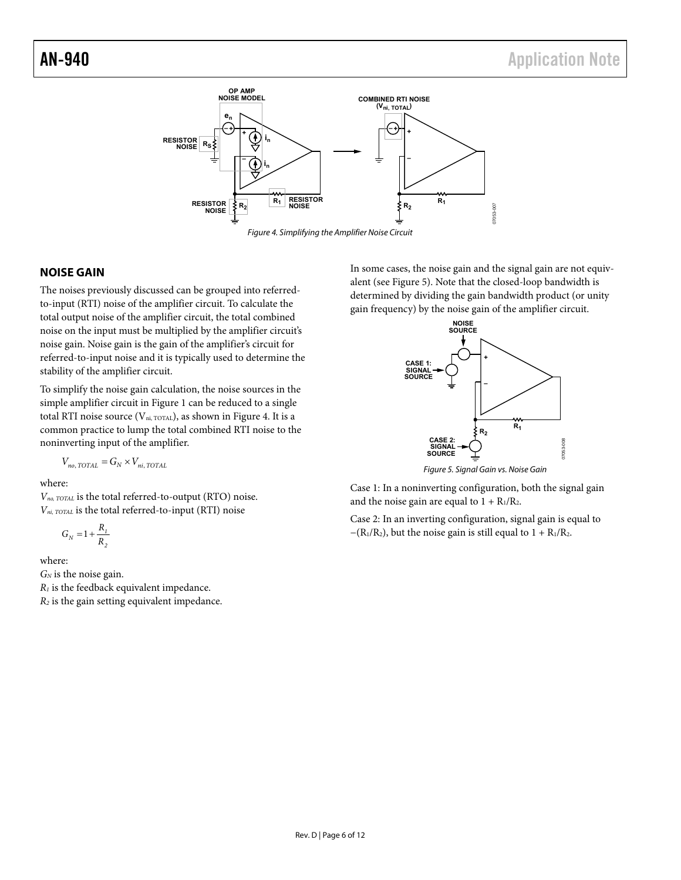Figure 4. Simplifying the Amplifier Noise Circuit

## NOISE GAIN

The noises previously discussed can be grouped into referred-to-input (RTI) noise of the amplifier circuit. To calculate the total output noise of the amplifier circuit, the total combined noise on the input must be multiplied by the amplifier circuit's noise gain. Noise gain is the gain of the amplifier's circuit for referred-to-input noise and it is typically used to determine the stability of the amplifier circuit.

To simplify the noise gain calculation, the noise sources in the simple amplifier circuit in Figure 1 can be reduced to a single total RTI noise source ($V_{ni, TOTAL}$), as shown in Figure 4. It is a common practice to lump the total combined RTI noise to the noninverting input of the amplifier.

$$V_{no, TOTAL} = G_N \times V_{ni, TOTAL}$$

where:
$V_{no, TOTAL}$ is the total referred-to-output (RTO) noise.
$V_{ni, TOTAL}$ is the total referred-to-input (RTI) noise

$$G_N = 1 + \frac{R_1}{R_2}$$

where:
$G_N$ is the noise gain.
$R_1$ is the feedback equivalent impedance.
$R_2$ is the gain setting equivalent impedance.

In some cases, the noise gain and the signal gain are not equivalent (see Figure 5). Note that the closed-loop bandwidth is determined by dividing the gain bandwidth product (or unity gain frequency) by the noise gain of the amplifier circuit.

Figure 5. Signal Gain vs. Noise Gain

Case 1: In a noninverting configuration, both the signal gain and the noise gain are equal to $1 + R_1/R_2$.

Case 2: In an inverting configuration, signal gain is equal to $-(R_1/R_2)$, but the noise gain is still equal to $1 + R_1/R_2$.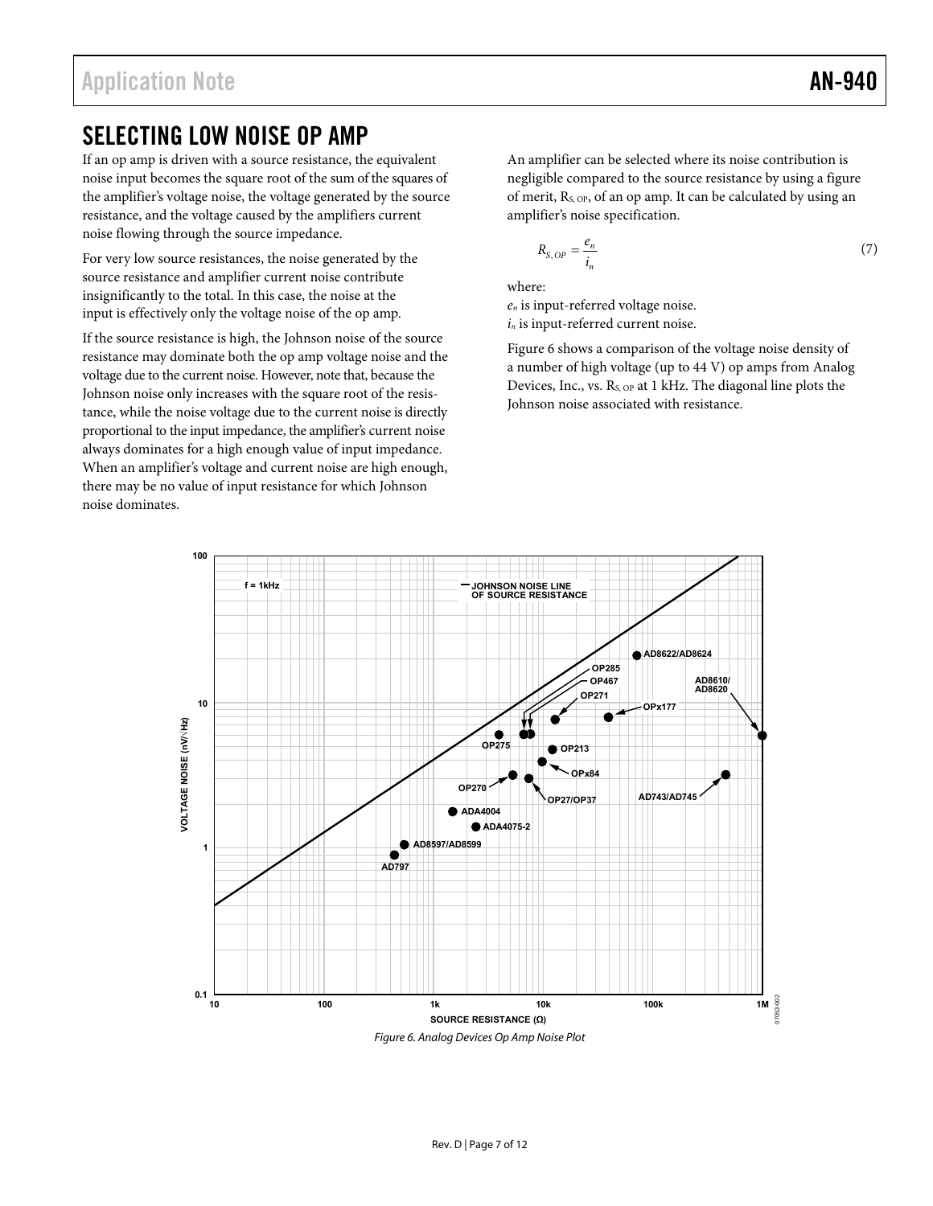## SELECTING LOW NOISE OP AMP

If an op amp is driven with a source resistance, the equivalent noise input becomes the square root of the sum of the squares of the amplifier's voltage noise, the voltage generated by the source resistance, and the voltage caused by the amplifiers current noise flowing through the source impedance.

For very low source resistances, the noise generated by the source resistance and amplifier current noise contribute insignificantly to the total. In this case, the noise at the input is effectively only the voltage noise of the op amp.

If the source resistance is high, the Johnson noise of the source resistance may dominate both the op amp voltage noise and the voltage due to the current noise. However, note that, because the Johnson noise only increases with the square root of the resistance, while the noise voltage due to the current noise is directly proportional to the input impedance, the amplifier's current noise always dominates for a high enough value of input impedance. When an amplifier's voltage and current noise are high enough, there may be no value of input resistance for which Johnson noise dominates.

An amplifier can be selected where its noise contribution is negligible compared to the source resistance by using a figure of merit, $R_{S,OP}$, of an op amp. It can be calculated by using an amplifier's noise specification.

$$R_{S,OP} = \frac{e_n}{i_n} \quad (7)$$

where:
$e_n$ is input-referred voltage noise.
$i_n$ is input-referred current noise.

Figure 6 shows a comparison of the voltage noise density of a number of high voltage (up to 44 V) op amps from Analog Devices, Inc., vs. $R_{S,OP}$ at 1 kHz. The diagonal line plots the Johnson noise associated with resistance.

*Figure 6. Analog Devices Op Amp Noise Plot*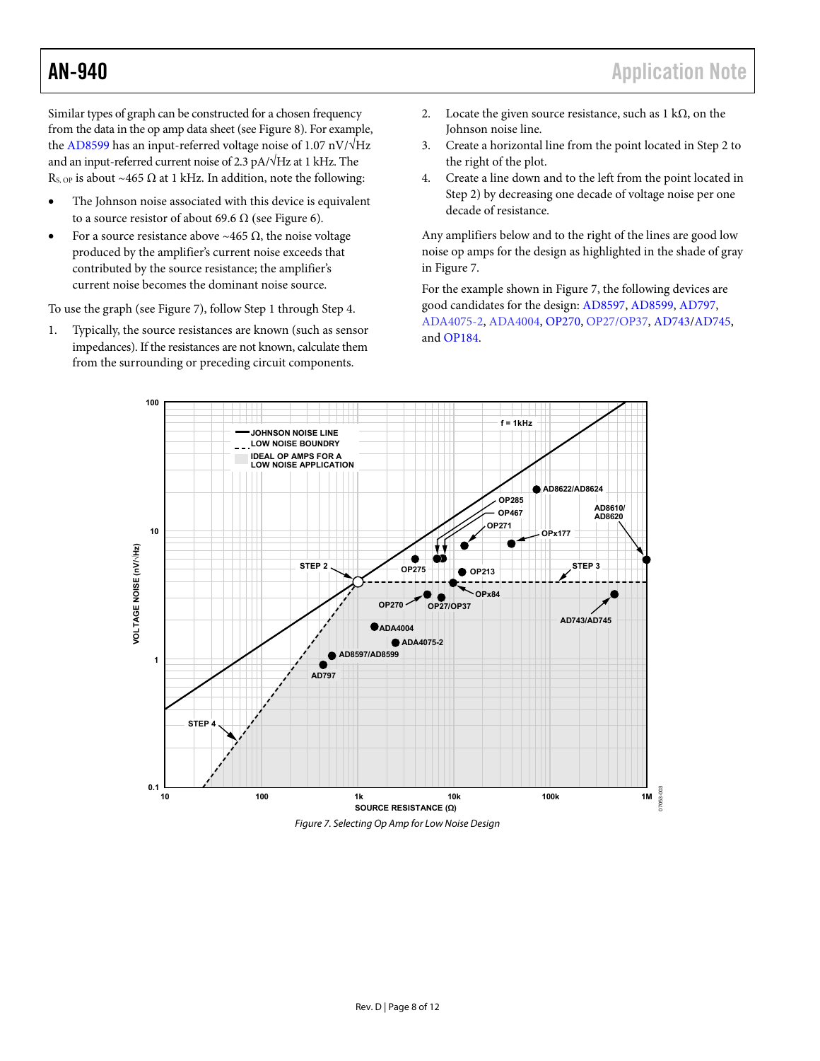Similar types of graph can be constructed for a chosen frequency from the data in the op amp data sheet (see Figure 8). For example, the AD8599 has an input-referred voltage noise of 1.07 nV/√Hz and an input-referred current noise of 2.3 pA/√Hz at 1 kHz. The $R_{S, OP}$ is about ~465 Ω at 1 kHz. In addition, note the following:

- The Johnson noise associated with this device is equivalent to a source resistor of about 69.6 Ω (see Figure 6).
- For a source resistance above ~465 Ω, the noise voltage produced by the amplifier's current noise exceeds that contributed by the source resistance; the amplifier's current noise becomes the dominant noise source.

To use the graph (see Figure 7), follow Step 1 through Step 4.

1. Typically, the source resistances are known (such as sensor impedances). If the resistances are not known, calculate them from the surrounding or preceding circuit components.
2. Locate the given source resistance, such as 1 kΩ, on the Johnson noise line.
3. Create a horizontal line from the point located in Step 2 to the right of the plot.
4. Create a line down and to the left from the point located in Step 2) by decreasing one decade of voltage noise per one decade of resistance.

Any amplifiers below and to the right of the lines are good low noise op amps for the design as highlighted in the shade of gray in Figure 7.

For the example shown in Figure 7, the following devices are good candidates for the design: AD8597, AD8599, AD797, ADA4075-2, ADA4004, OP270, OP27/OP37, AD743/AD745, and OP184.

*Figure 7. Selecting Op Amp for Low Noise Design*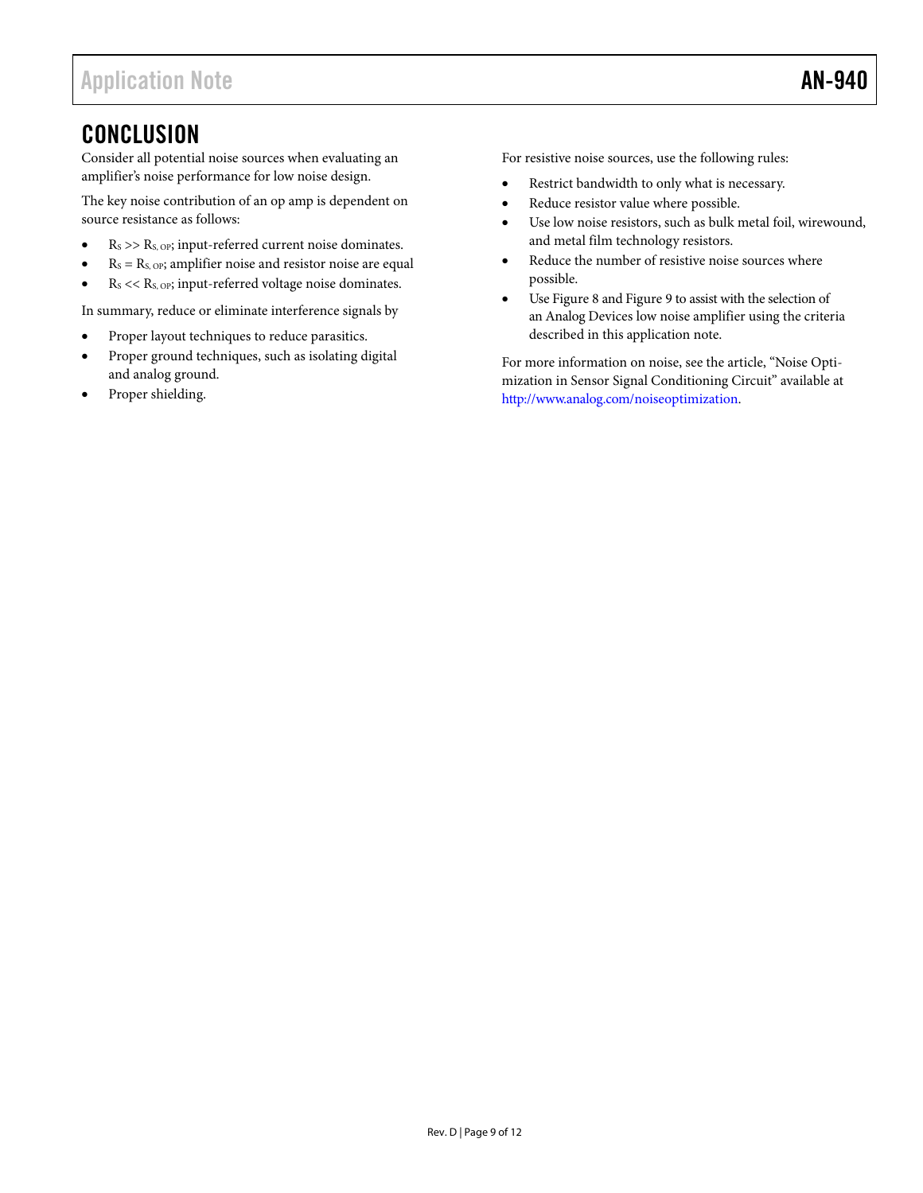## CONCLUSION

Consider all potential noise sources when evaluating an amplifier's noise performance for low noise design.

The key noise contribution of an op amp is dependent on source resistance as follows:

- $R_S >> R_{S,OP}$; input-referred current noise dominates.
- $R_S = R_{S,OP}$; amplifier noise and resistor noise are equal
- $R_S << R_{S,OP}$; input-referred voltage noise dominates.

In summary, reduce or eliminate interference signals by

- Proper layout techniques to reduce parasitics.
- Proper ground techniques, such as isolating digital and analog ground.
- Proper shielding.

For resistive noise sources, use the following rules:

- Restrict bandwidth to only what is necessary.
- Reduce resistor value where possible.
- Use low noise resistors, such as bulk metal foil, wirewound, and metal film technology resistors.
- Reduce the number of resistive noise sources where possible.
- Use Figure 8 and Figure 9 to assist with the selection of an Analog Devices low noise amplifier using the criteria described in this application note.

For more information on noise, see the article, "Noise Optimization in Sensor Signal Conditioning Circuit" available at http://www.analog.com/noiseoptimization.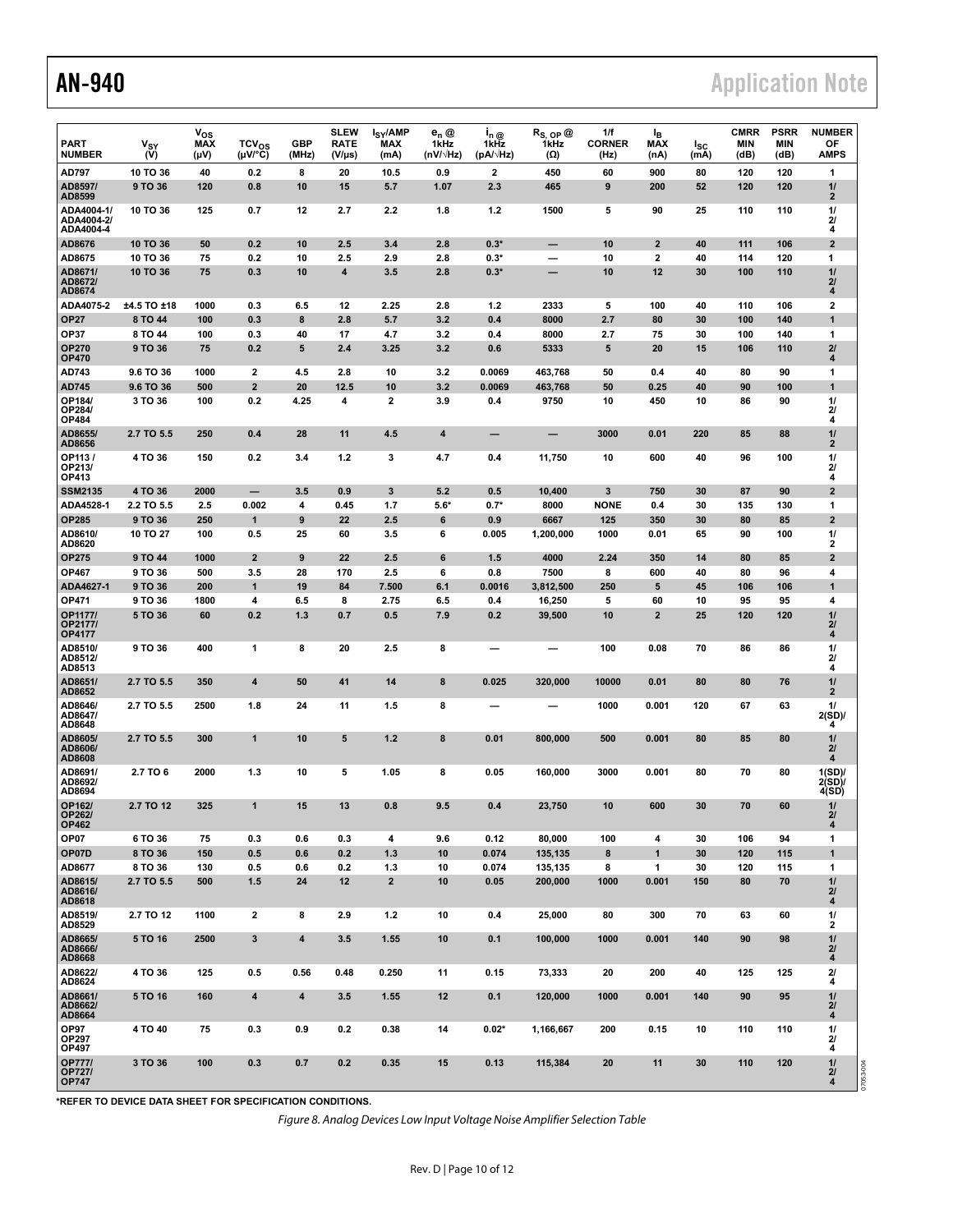| PART NUMBER | $V_{SY}$ (V) | $V_{OS}$ MAX (µV) | $TCV_{OS}$ (µV/°C) | GBP (MHz) | SLEW RATE (V/µs) | $I_{SY}$/AMP MAX (mA) | $e_n$ @ 1kHz (nV/√Hz) | $i_n$ @ 1kHz (pA/√Hz) | $R_{S, OP}$ @ 1kHz (Ω) | 1/f CORNER (Hz) | $I_B$ MAX (nA) | $I_{SC}$ (mA) | CMRR MIN (dB) | PSRR MIN (dB) | NUMBER OF AMPS |
|---|---|---|---|---|---|---|---|---|---|---|---|---|---|---|---|
| AD797 | 10 TO 36 | 40 | 0.2 | 8 | 20 | 10.5 | 0.9 | 2 | 450 | 60 | 900 | 80 | 120 | 120 | 1 |
| AD8597/ AD8599 | 9 TO 36 | 120 | 0.8 | 10 | 15 | 5.7 | 1.07 | 2.3 | 465 | 9 | 200 | 52 | 120 | 120 | 1/ 2 |
| ADA4004-1/ ADA4004-2/ ADA4004-4 | 10 TO 36 | 125 | 0.7 | 12 | 2.7 | 2.2 | 1.8 | 1.2 | 1500 | 5 | 90 | 25 | 110 | 110 | 1/ 2/ 4 |
| AD8676 | 10 TO 36 | 50 | 0.2 | 10 | 2.5 | 3.4 | 2.8 | 0.3* | — | 10 | 2 | 40 | 111 | 106 | 2 |
| AD8675 | 10 TO 36 | 75 | 0.2 | 10 | 2.5 | 2.9 | 2.8 | 0.3* | — | 10 | 2 | 40 | 114 | 120 | 1 |
| AD8671/ AD8672/ AD8674 | 10 TO 36 | 75 | 0.3 | 10 | 4 | 3.5 | 2.8 | 0.3* | — | 10 | 12 | 30 | 100 | 110 | 1/ 2/ 4 |
| ADA4075-2 | ±4.5 TO ±18 | 1000 | 0.3 | 6.5 | 12 | 2.25 | 2.8 | 1.2 | 2333 | 5 | 100 | 40 | 110 | 106 | 2 |
| OP27 | 8 TO 44 | 100 | 0.3 | 8 | 2.8 | 5.7 | 3.2 | 0.4 | 8000 | 2.7 | 80 | 30 | 100 | 140 | 1 |
| OP37 | 8 TO 44 | 100 | 0.3 | 40 | 17 | 4.7 | 3.2 | 0.4 | 8000 | 2.7 | 75 | 30 | 100 | 140 | 1 |
| OP270 OP470 | 9 TO 36 | 75 | 0.2 | 5 | 2.4 | 3.25 | 3.2 | 0.6 | 5333 | 5 | 20 | 15 | 106 | 110 | 2/ 4 |
| AD743 | 9.6 TO 36 | 1000 | 2 | 4.5 | 2.8 | 10 | 3.2 | 0.0069 | 463,768 | 50 | 0.4 | 40 | 80 | 90 | 1 |
| AD745 | 9.6 TO 36 | 500 | 2 | 20 | 12.5 | 10 | 3.2 | 0.0069 | 463,768 | 50 | 0.25 | 40 | 90 | 100 | 1 |
| OP184/ OP284/ OP484 | 3 TO 36 | 100 | 0.2 | 4.25 | 4 | 2 | 3.9 | 0.4 | 9750 | 10 | 450 | 10 | 86 | 90 | 1/ 2/ 4 |
| AD8655/ AD8656 | 2.7 TO 5.5 | 250 | 0.4 | 28 | 11 | 4.5 | 4 | — | — | 3000 | 0.01 | 220 | 85 | 88 | 1/ 2 |
| OP113 / OP213/ OP413 | 4 TO 36 | 150 | 0.2 | 3.4 | 1.2 | 3 | 4.7 | 0.4 | 11,750 | 10 | 600 | 40 | 96 | 100 | 1/ 2/ 4 |
| SSM2135 | 4 TO 36 | 2000 | — | 3.5 | 0.9 | 3 | 5.2 | 0.5 | 10,400 | 3 | 750 | 30 | 87 | 90 | 2 |
| ADA4528-1 | 2.2 TO 5.5 | 2.5 | 0.002 | 4 | 0.45 | 1.7 | 5.6* | 0.7* | 8000 | NONE | 0.4 | 30 | 135 | 130 | 1 |
| OP285 | 9 TO 36 | 250 | 1 | 9 | 22 | 2.5 | 6 | 0.9 | 6667 | 125 | 350 | 30 | 80 | 85 | 2 |
| AD8610/ AD8620 | 10 TO 27 | 100 | 0.5 | 25 | 60 | 3.5 | 6 | 0.005 | 1,200,000 | 1000 | 0.01 | 65 | 90 | 100 | 1/ 2 |
| OP275 | 9 TO 44 | 1000 | 2 | 9 | 22 | 2.5 | 6 | 1.5 | 4000 | 2.24 | 350 | 14 | 80 | 85 | 2 |
| OP467 | 9 TO 36 | 500 | 3.5 | 28 | 170 | 2.5 | 6 | 0.8 | 7500 | 8 | 600 | 40 | 80 | 96 | 4 |
| ADA4627-1 | 9 TO 36 | 200 | 1 | 19 | 84 | 7.500 | 6.1 | 0.0016 | 3,812,500 | 250 | 5 | 45 | 106 | 106 | 1 |
| OP471 | 9 TO 36 | 1800 | 4 | 6.5 | 8 | 2.75 | 6.5 | 0.4 | 16,250 | 5 | 60 | 10 | 95 | 95 | 4 |
| OP1177/ OP2177/ OP4177 | 5 TO 36 | 60 | 0.2 | 1.3 | 0.7 | 0.5 | 7.9 | 0.2 | 39,500 | 10 | 2 | 25 | 120 | 120 | 1/ 2/ 4 |
| AD8510/ AD8512/ AD8513 | 9 TO 36 | 400 | 1 | 8 | 20 | 2.5 | 8 | — | — | 100 | 0.08 | 70 | 86 | 86 | 1/ 2/ 4 |
| AD8651/ AD8652 | 2.7 TO 5.5 | 350 | 4 | 50 | 41 | 14 | 8 | 0.025 | 320,000 | 10000 | 0.01 | 80 | 80 | 76 | 1/ 2 |
| AD8646/ AD8647/ AD8648 | 2.7 TO 5.5 | 2500 | 1.8 | 24 | 11 | 1.5 | 8 | — | — | 1000 | 0.001 | 120 | 67 | 63 | 1/ 2(SD)/ 4 |
| AD8605/ AD8606/ AD8608 | 2.7 TO 5.5 | 300 | 1 | 10 | 5 | 1.2 | 8 | 0.01 | 800,000 | 500 | 0.001 | 80 | 85 | 80 | 1/ 2/ 4 |
| AD8691/ AD8692/ AD8694 | 2.7 TO 6 | 2000 | 1.3 | 10 | 5 | 1.05 | 8 | 0.05 | 160,000 | 3000 | 0.001 | 80 | 70 | 80 | 1(SD)/ 2(SD)/ 4(SD) |
| OP162/ OP262/ OP462 | 2.7 TO 12 | 325 | 1 | 15 | 13 | 0.8 | 9.5 | 0.4 | 23,750 | 10 | 600 | 30 | 70 | 60 | 1/ 2/ 4 |
| OP07 | 6 TO 36 | 75 | 0.3 | 0.6 | 0.3 | 4 | 9.6 | 0.12 | 80,000 | 100 | 4 | 30 | 106 | 94 | 1 |
| OP07D | 8 TO 36 | 150 | 0.5 | 0.6 | 0.2 | 1.3 | 10 | 0.074 | 135,135 | 8 | 1 | 30 | 120 | 115 | 1 |
| AD8677 | 8 TO 36 | 130 | 0.5 | 0.6 | 0.2 | 1.3 | 10 | 0.074 | 135,135 | 8 | 1 | 30 | 120 | 115 | 1 |
| AD8615/ AD8616/ AD8618 | 2.7 TO 5.5 | 500 | 1.5 | 24 | 12 | 2 | 10 | 0.05 | 200,000 | 1000 | 0.001 | 150 | 80 | 70 | 1/ 2/ 4 |
| AD8519/ AD8529 | 2.7 TO 12 | 1100 | 2 | 8 | 2.9 | 1.2 | 10 | 0.4 | 25,000 | 80 | 300 | 70 | 63 | 60 | 1/ 2 |
| AD8665/ AD8666/ AD8668 | 5 TO 16 | 2500 | 3 | 4 | 3.5 | 1.55 | 10 | 0.1 | 100,000 | 1000 | 0.001 | 140 | 90 | 98 | 1/ 2/ 4 |
| AD8622/ AD8624 | 4 TO 36 | 125 | 0.5 | 0.56 | 0.48 | 0.250 | 11 | 0.15 | 73,333 | 20 | 200 | 40 | 125 | 125 | 2/ 4 |
| AD8661/ AD8662/ AD8664 | 5 TO 16 | 160 | 4 | 4 | 3.5 | 1.55 | 12 | 0.1 | 120,000 | 1000 | 0.001 | 140 | 90 | 95 | 1/ 2/ 4 |
| OP97 OP297 OP497 | 4 TO 40 | 75 | 0.3 | 0.9 | 0.2 | 0.38 | 14 | 0.02* | 1,166,667 | 200 | 0.15 | 10 | 110 | 110 | 1/ 2/ 4 |
| OP777/ OP727/ OP747 | 3 TO 36 | 100 | 0.3 | 0.7 | 0.2 | 0.35 | 15 | 0.13 | 115,384 | 20 | 11 | 30 | 110 | 120 | 1/ 2/ 4 |

*REFER TO DEVICE DATA SHEET FOR SPECIFICATION CONDITIONS.

*Figure 8. Analog Devices Low Input Voltage Noise Amplifier Selection Table*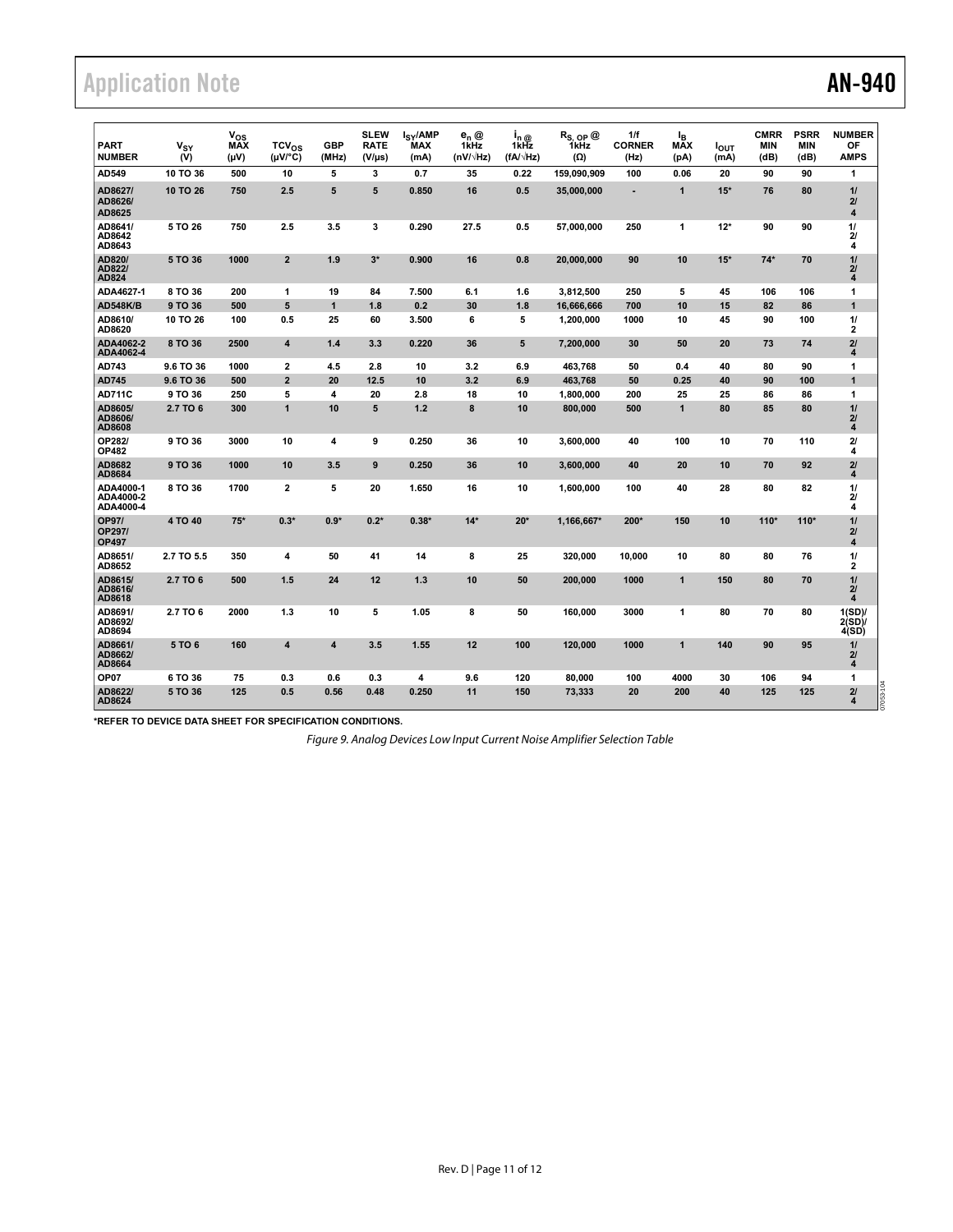| PART NUMBER | $V_{SY}$ (V) | $V_{OS}$ MAX (μV) | $TCV_{OS}$ (μV/°C) | GBP (MHz) | SLEW RATE (V/μs) | $I_{SY}$/AMP MAX (mA) | $e_n$ @ 1kHz (nV/√Hz) | $i_n$ @ 1kHz (fA/√Hz) | $R_{S, OP}$ @ 1kHz (Ω) | 1/f CORNER (Hz) | $I_B$ MAX (pA) | $I_{OUT}$ (mA) | CMRR MIN (dB) | PSRR MIN (dB) | NUMBER OF AMPS |
|---|---|---|---|---|---|---|---|---|---|---|---|---|---|---|---|
| AD549 | 10 TO 36 | 500 | 10 | 5 | 3 | 0.7 | 35 | 0.22 | 159,090,909 | 100 | 0.06 | 20 | 90 | 90 | 1 |
| AD8627/ AD8626/ AD8625 | 10 TO 26 | 750 | 2.5 | 5 | 5 | 0.850 | 16 | 0.5 | 35,000,000 | - | 1 | 15* | 76 | 80 | 1/ 2/ 4 |
| AD8641/ AD8642 AD8643 | 5 TO 26 | 750 | 2.5 | 3.5 | 3 | 0.290 | 27.5 | 0.5 | 57,000,000 | 250 | 1 | 12* | 90 | 90 | 1/ 2/ 4 |
| AD820/ AD822/ AD824 | 5 TO 36 | 1000 | 2 | 1.9 | 3* | 0.900 | 16 | 0.8 | 20,000,000 | 90 | 10 | 15* | 74* | 70 | 1/ 2/ 4 |
| ADA4627-1 | 8 TO 36 | 200 | 1 | 19 | 84 | 7.500 | 6.1 | 1.6 | 3,812,500 | 250 | 5 | 45 | 106 | 106 | 1 |
| AD548K/B | 9 TO 36 | 500 | 5 | 1 | 1.8 | 0.2 | 30 | 1.8 | 16,666,666 | 700 | 10 | 15 | 82 | 86 | 1 |
| AD8610/ AD8620 | 10 TO 26 | 100 | 0.5 | 25 | 60 | 3.500 | 6 | 5 | 1,200,000 | 1000 | 10 | 45 | 90 | 100 | 1/ 2 |
| ADA4062-2 ADA4062-4 | 8 TO 36 | 2500 | 4 | 1.4 | 3.3 | 0.220 | 36 | 5 | 7,200,000 | 30 | 50 | 20 | 73 | 74 | 2/ 4 |
| AD743 | 9.6 TO 36 | 1000 | 2 | 4.5 | 2.8 | 10 | 3.2 | 6.9 | 463,768 | 50 | 0.4 | 40 | 80 | 90 | 1 |
| AD745 | 9.6 TO 36 | 500 | 2 | 20 | 12.5 | 10 | 3.2 | 6.9 | 463,768 | 50 | 0.25 | 40 | 90 | 100 | 1 |
| AD711C | 9 TO 36 | 250 | 5 | 4 | 20 | 2.8 | 18 | 10 | 1,800,000 | 200 | 25 | 25 | 86 | 86 | 1 |
| AD8605/ AD8606/ AD8608 | 2.7 TO 6 | 300 | 1 | 10 | 5 | 1.2 | 8 | 10 | 800,000 | 500 | 1 | 80 | 85 | 80 | 1/ 2/ 4 |
| OP282/ OP482 | 9 TO 36 | 3000 | 10 | 4 | 9 | 0.250 | 36 | 10 | 3,600,000 | 40 | 100 | 10 | 70 | 110 | 2/ 4 |
| AD8682 AD8684 | 9 TO 36 | 1000 | 10 | 3.5 | 9 | 0.250 | 36 | 10 | 3,600,000 | 40 | 20 | 10 | 70 | 92 | 2/ 4 |
| ADA4000-1 ADA4000-2 ADA4000-4 | 8 TO 36 | 1700 | 2 | 5 | 20 | 1.650 | 16 | 10 | 1,600,000 | 100 | 40 | 28 | 80 | 82 | 1/ 2/ 4 |
| OP97/ OP297/ OP497 | 4 TO 40 | 75* | 0.3* | 0.9* | 0.2* | 0.38* | 14* | 20* | 1,166,667* | 200* | 150 | 10 | 110* | 110* | 1/ 2/ 4 |
| AD8651/ AD8652 | 2.7 TO 5.5 | 350 | 4 | 50 | 41 | 14 | 8 | 25 | 320,000 | 10,000 | 10 | 80 | 80 | 76 | 1/ 2 |
| AD8615/ AD8616/ AD8618 | 2.7 TO 6 | 500 | 1.5 | 24 | 12 | 1.3 | 10 | 50 | 200,000 | 1000 | 1 | 150 | 80 | 70 | 1/ 2/ 4 |
| AD8691/ AD8692/ AD8694 | 2.7 TO 6 | 2000 | 1.3 | 10 | 5 | 1.05 | 8 | 50 | 160,000 | 3000 | 1 | 80 | 70 | 80 | 1(SD)/ 2(SD)/ 4(SD) |
| AD8661/ AD8662/ AD8664 | 5 TO 6 | 160 | 4 | 4 | 3.5 | 1.55 | 12 | 100 | 120,000 | 1000 | 1 | 140 | 90 | 95 | 1/ 2/ 4 |
| OP07 | 6 TO 36 | 75 | 0.3 | 0.6 | 0.3 | 4 | 9.6 | 120 | 80,000 | 100 | 4000 | 30 | 106 | 94 | 1 |
| AD8622/ AD8624 | 5 TO 36 | 125 | 0.5 | 0.56 | 0.48 | 0.250 | 11 | 150 | 73,333 | 20 | 200 | 40 | 125 | 125 | 2/ 4 |

*REFER TO DEVICE DATA SHEET FOR SPECIFICATION CONDITIONS.

*Figure 9. Analog Devices Low Input Current Noise Amplifier Selection Table*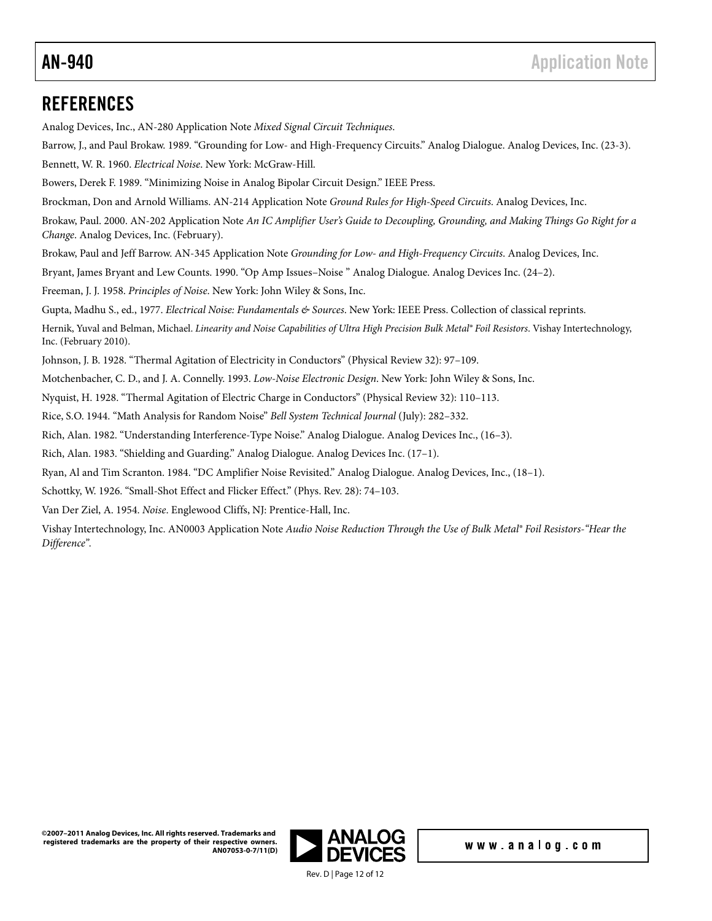## REFERENCES

Analog Devices, Inc., AN-280 Application Note *Mixed Signal Circuit Techniques*.

Barrow, J., and Paul Brokaw. 1989. "Grounding for Low- and High-Frequency Circuits." Analog Dialogue. Analog Devices, Inc. (23-3).

Bennett, W. R. 1960. *Electrical Noise*. New York: McGraw-Hill.

Bowers, Derek F. 1989. "Minimizing Noise in Analog Bipolar Circuit Design." IEEE Press.

Brockman, Don and Arnold Williams. AN-214 Application Note *Ground Rules for High-Speed Circuits*. Analog Devices, Inc.

Brokaw, Paul. 2000. AN-202 Application Note *An IC Amplifier User's Guide to Decoupling, Grounding, and Making Things Go Right for a Change*. Analog Devices, Inc. (February).

Brokaw, Paul and Jeff Barrow. AN-345 Application Note *Grounding for Low- and High-Frequency Circuits*. Analog Devices, Inc.

Bryant, James Bryant and Lew Counts. 1990. "Op Amp Issues–Noise " Analog Dialogue. Analog Devices Inc. (24–2).

Freeman, J. J. 1958. *Principles of Noise*. New York: John Wiley & Sons, Inc.

Gupta, Madhu S., ed., 1977. *Electrical Noise: Fundamentals & Sources*. New York: IEEE Press. Collection of classical reprints.

Hernik, Yuval and Belman, Michael. *Linearity and Noise Capabilities of Ultra High Precision Bulk Metal® Foil Resistors*. Vishay Intertechnology, Inc. (February 2010).

Johnson, J. B. 1928. "Thermal Agitation of Electricity in Conductors" (Physical Review 32): 97–109.

Motchenbacher, C. D., and J. A. Connelly. 1993. *Low-Noise Electronic Design*. New York: John Wiley & Sons, Inc.

Nyquist, H. 1928. "Thermal Agitation of Electric Charge in Conductors" (Physical Review 32): 110–113.

Rice, S.O. 1944. "Math Analysis for Random Noise" *Bell System Technical Journal* (July): 282–332.

Rich, Alan. 1982. "Understanding Interference-Type Noise." Analog Dialogue. Analog Devices Inc., (16–3).

Rich, Alan. 1983. "Shielding and Guarding." Analog Dialogue. Analog Devices Inc. (17–1).

Ryan, Al and Tim Scranton. 1984. "DC Amplifier Noise Revisited." Analog Dialogue. Analog Devices, Inc., (18–1).

Schottky, W. 1926. "Small-Shot Effect and Flicker Effect." (Phys. Rev. 28): 74–103.

Van Der Ziel, A. 1954. *Noise*. Englewood Cliffs, NJ: Prentice-Hall, Inc.

Vishay Intertechnology, Inc. AN0003 Application Note *Audio Noise Reduction Through the Use of Bulk Metal® Foil Resistors-"Hear the Difference"*.

**©2007–2011 Analog Devices, Inc. All rights reserved. Trademarks and registered trademarks are the property of their respective owners. AN07053-0-7/11(D)**